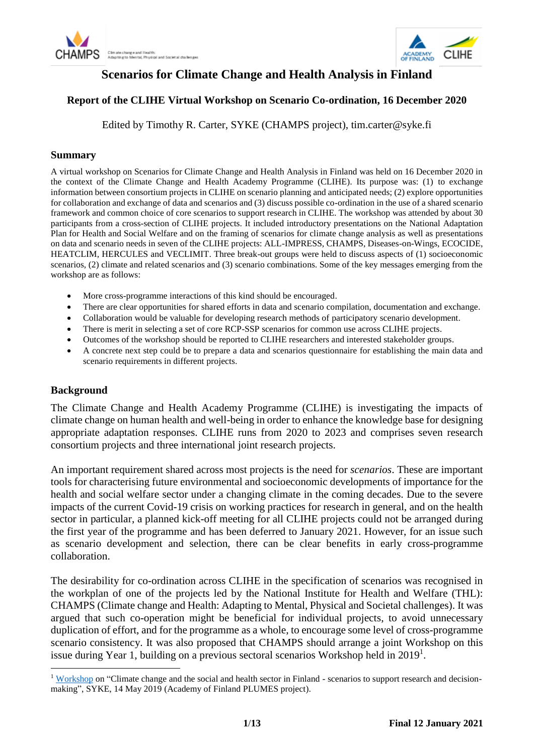# Scenarios for Climate Change and Health Analysis in Finland

## Report of the CLIHE Virtual Workshop on Scenario Co-ordination, 16 December 2020

Edited by Timothy R. Carter, SYKE (CHAMPS project), tim.carter@syke.fi

### Summary

A virtual workshop on Scenarios for Climate Change and Health Analysis in Finland was held on 16 December 2020 in the context of the Climate Change and Health Academy Programme (CLIHE). Its purpose was: (1) to exchange information between consortium projects in CLIHE on scenario planning and anticipated needs; (2) explore opportunities for collaboration and exchange of data and scenarios and (3) discuss possible co-ordination in the use of a shared scenario framework and common choice of core scenarios to support research in CLIHE. The workshop was attended by about 30 participants from a cross-section of CLIHE projects. It included introductory presentations on the National Adaptation Plan for Health and Social Welfare and on the framing of scenarios for climate change analysis as well as presentations on data and scenario needs in seven of the CLIHE projects: ALL-IMPRESS, CHAMPS, Diseases-on-Wings, ECOCIDE, HEATCLIM, HERCULES and VECLIMIT. Three break-out groups were held to discuss aspects of (1) socioeconomic scenarios, (2) climate and related scenarios and (3) scenario combinations. Some of the key messages emerging from the workshop are as follows:

- More cross-programme interactions of this kind should be encouraged.
- There are clear opportunities for shared efforts in data and scenario compilation, documentation and exchange.
- Collaboration would be valuable for developing research methods of participatory scenario development.
- There is merit in selecting a set of core RCP-SSP scenarios for common use across CLIHE projects.
- Outcomes of the workshop should be reported to CLIHE researchers and interested stakeholder groups.
- A concrete next step could be to prepare a data and scenarios questionnaire for establishing the main data and scenario requirements in different projects.

### Background

The Climate Change and Health Academy Programme (CLIHE) is investigating the impacts of climate change on human health and well-being in order to enhance the knowledge base for designing appropriate adaptation responses. CLIHE runs from 2020 to 2023 and comprises seven research consortium projects and three international joint research projects.

An important requirement shared across most projects is the need for *scenarios*. These are important tools for characterising future environmental and socioeconomic developments of importance for the health and social welfare sector under a changing climate in the coming decades. Due to the severe impacts of the current Covid-19 crisis on working practices for research in general, and on the health sector in particular, a planned kick-off meeting for all CLIHE projects could not be arranged during the first year of the programme and has been deferred to January 2021. However, for an issue such as scenario development and selection, there can be clear benefits in early cross-programme collaboration.

The desirability for co-ordination across CLIHE in the specification of scenarios was recognised in the workplan of one of the projects led by the National Institute for Health and Welfare (THL): CHAMPS (Climate change and Health: Adapting to Mental, Physical and Societal challenges). It was argued that such co-operation might be beneficial for individual projects, to avoid unnecessary duplication of effort, and for the programme as a whole, to encourage some level of cross-programme scenario consistency. It was also proposed that CHAMPS should arrange a joint Workshop on this issue during Year 1, building on a previous sectoral scenarios Workshop held in 2019[1].

[1] Workshop on "Climate change and the social and health sector in Finland - scenarios to support research and decision-making", SYKE, 14 May 2019 (Academy of Finland PLUMES project).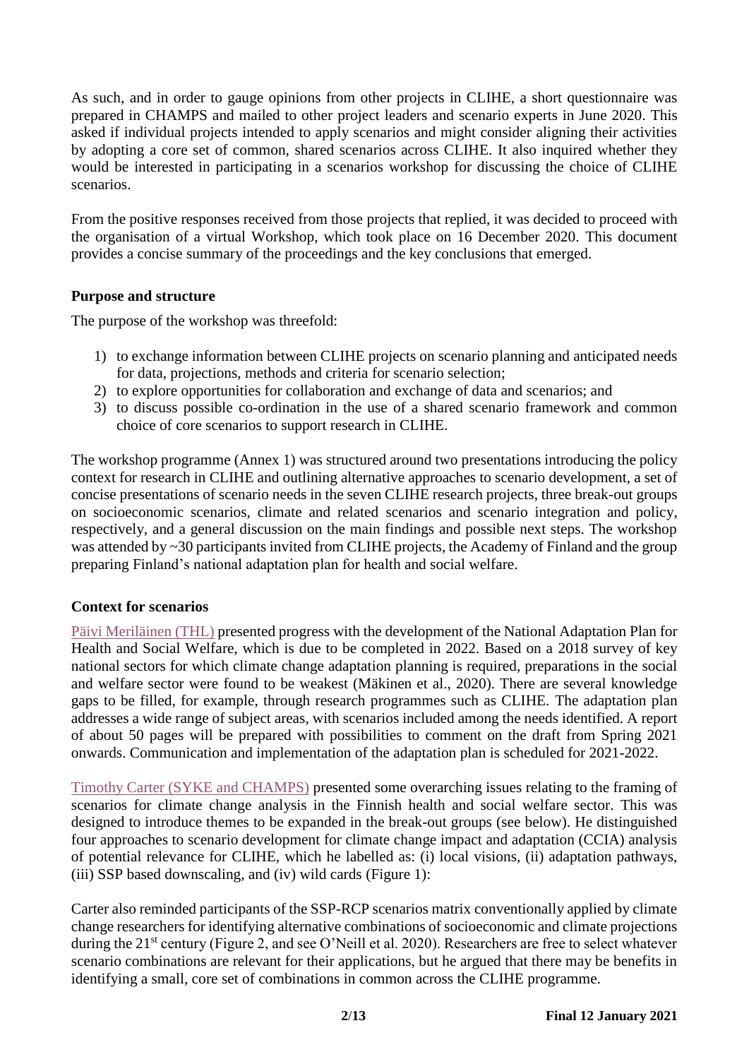As such, and in order to gauge opinions from other projects in CLIHE, a short questionnaire was prepared in CHAMPS and mailed to other project leaders and scenario experts in June 2020. This asked if individual projects intended to apply scenarios and might consider aligning their activities by adopting a core set of common, shared scenarios across CLIHE. It also inquired whether they would be interested in participating in a scenarios workshop for discussing the choice of CLIHE scenarios.

From the positive responses received from those projects that replied, it was decided to proceed with the organisation of a virtual Workshop, which took place on 16 December 2020. This document provides a concise summary of the proceedings and the key conclusions that emerged.

## Purpose and structure

The purpose of the workshop was threefold:

1) to exchange information between CLIHE projects on scenario planning and anticipated needs for data, projections, methods and criteria for scenario selection;
2) to explore opportunities for collaboration and exchange of data and scenarios; and
3) to discuss possible co-ordination in the use of a shared scenario framework and common choice of core scenarios to support research in CLIHE.

The workshop programme (Annex 1) was structured around two presentations introducing the policy context for research in CLIHE and outlining alternative approaches to scenario development, a set of concise presentations of scenario needs in the seven CLIHE research projects, three break-out groups on socioeconomic scenarios, climate and related scenarios and scenario integration and policy, respectively, and a general discussion on the main findings and possible next steps. The workshop was attended by ~30 participants invited from CLIHE projects, the Academy of Finland and the group preparing Finland's national adaptation plan for health and social welfare.

## Context for scenarios

Päivi Meriläinen (THL) presented progress with the development of the National Adaptation Plan for Health and Social Welfare, which is due to be completed in 2022. Based on a 2018 survey of key national sectors for which climate change adaptation planning is required, preparations in the social and welfare sector were found to be weakest (Mäkinen et al., 2020). There are several knowledge gaps to be filled, for example, through research programmes such as CLIHE. The adaptation plan addresses a wide range of subject areas, with scenarios included among the needs identified. A report of about 50 pages will be prepared with possibilities to comment on the draft from Spring 2021 onwards. Communication and implementation of the adaptation plan is scheduled for 2021-2022.

Timothy Carter (SYKE and CHAMPS) presented some overarching issues relating to the framing of scenarios for climate change analysis in the Finnish health and social welfare sector. This was designed to introduce themes to be expanded in the break-out groups (see below). He distinguished four approaches to scenario development for climate change impact and adaptation (CCIA) analysis of potential relevance for CLIHE, which he labelled as: (i) local visions, (ii) adaptation pathways, (iii) SSP based downscaling, and (iv) wild cards (Figure 1):

Carter also reminded participants of the SSP-RCP scenarios matrix conventionally applied by climate change researchers for identifying alternative combinations of socioeconomic and climate projections during the 21st century (Figure 2, and see O'Neill et al. 2020). Researchers are free to select whatever scenario combinations are relevant for their applications, but he argued that there may be benefits in identifying a small, core set of combinations in common across the CLIHE programme.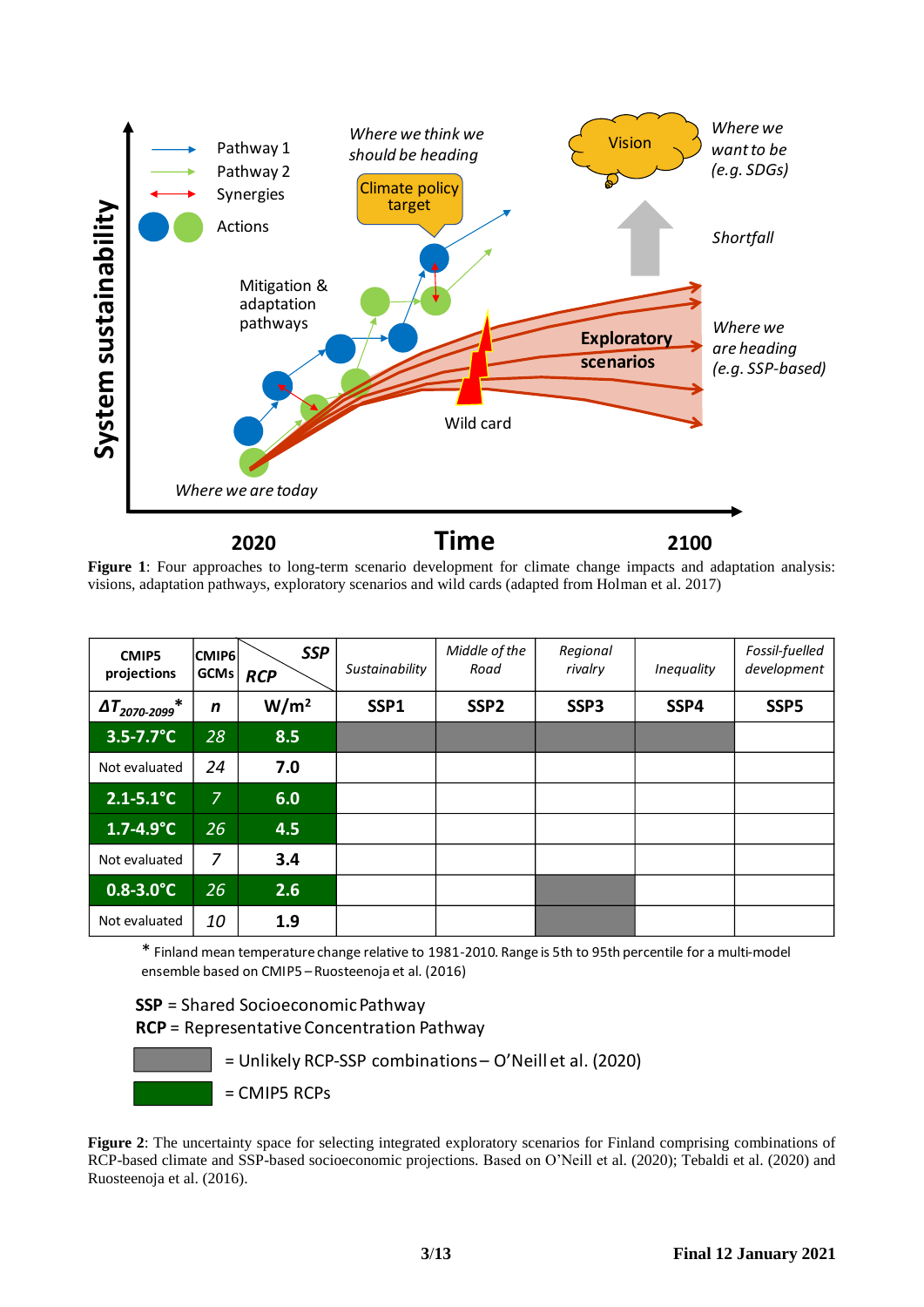Figure 1: Four approaches to long-term scenario development for climate change impacts and adaptation analysis: visions, adaptation pathways, exploratory scenarios and wild cards (adapted from Holman et al. 2017)

| CMIP5 projections | CMIP6 GCMs | SSP / RCP | Sustainability | Middle of the Road | Regional rivalry | Inequality | Fossil-fuelled development |
|---|---|---|---|---|---|---|---|
| $\Delta T_{2070\text{-}2099}$* | *n* | W/m² | SSP1 | SSP2 | SSP3 | SSP4 | SSP5 |
| 3.5-7.7°C | 28 | 8.5 | ▒ | ▒ | ▒ | ▒ | |
| Not evaluated | 24 | 7.0 | | | | | |
| 2.1-5.1°C | 7 | 6.0 | | | | | |
| 1.7-4.9°C | 26 | 4.5 | | | | | |
| Not evaluated | 7 | 3.4 | | | | | |
| 0.8-3.0°C | 26 | 2.6 | | | ▒ | | |
| Not evaluated | 10 | 1.9 | | | ▒ | | |

\* Finland mean temperature change relative to 1981-2010. Range is 5th to 95th percentile for a multi-model ensemble based on CMIP5 – Ruosteenoja et al. (2016)

**SSP** = Shared Socioeconomic Pathway
**RCP** = Representative Concentration Pathway

▒ (grey) = Unlikely RCP-SSP combinations – O'Neill et al. (2020)

(green: rows 8.5, 6.0, 4.5, 2.6) = CMIP5 RCPs

Figure 2: The uncertainty space for selecting integrated exploratory scenarios for Finland comprising combinations of RCP-based climate and SSP-based socioeconomic projections. Based on O'Neill et al. (2020); Tebaldi et al. (2020) and Ruosteenoja et al. (2016).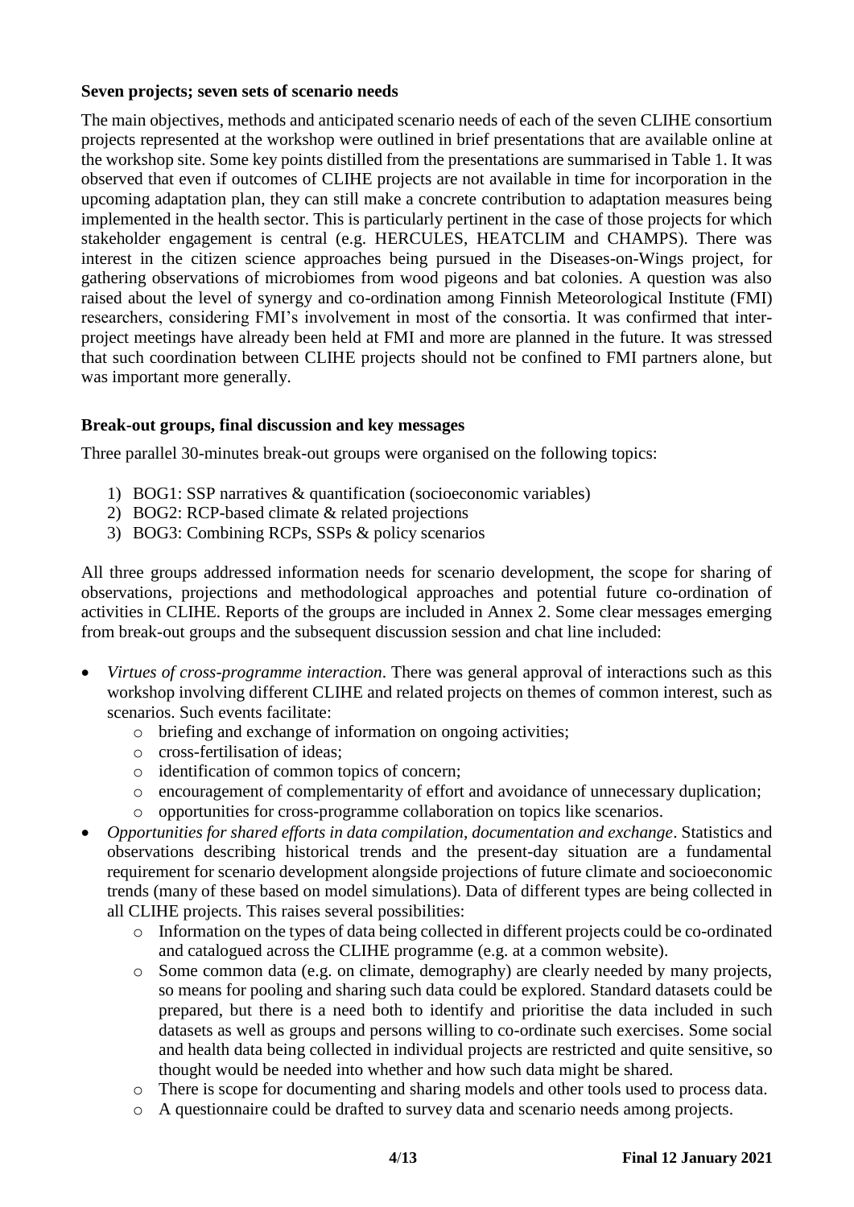**Seven projects; seven sets of scenario needs**

The main objectives, methods and anticipated scenario needs of each of the seven CLIHE consortium projects represented at the workshop were outlined in brief presentations that are available online at the workshop site. Some key points distilled from the presentations are summarised in Table 1. It was observed that even if outcomes of CLIHE projects are not available in time for incorporation in the upcoming adaptation plan, they can still make a concrete contribution to adaptation measures being implemented in the health sector. This is particularly pertinent in the case of those projects for which stakeholder engagement is central (e.g. HERCULES, HEATCLIM and CHAMPS). There was interest in the citizen science approaches being pursued in the Diseases-on-Wings project, for gathering observations of microbiomes from wood pigeons and bat colonies. A question was also raised about the level of synergy and co-ordination among Finnish Meteorological Institute (FMI) researchers, considering FMI's involvement in most of the consortia. It was confirmed that inter-project meetings have already been held at FMI and more are planned in the future. It was stressed that such coordination between CLIHE projects should not be confined to FMI partners alone, but was important more generally.

**Break-out groups, final discussion and key messages**

Three parallel 30-minutes break-out groups were organised on the following topics:

1) BOG1: SSP narratives & quantification (socioeconomic variables)
2) BOG2: RCP-based climate & related projections
3) BOG3: Combining RCPs, SSPs & policy scenarios

All three groups addressed information needs for scenario development, the scope for sharing of observations, projections and methodological approaches and potential future co-ordination of activities in CLIHE. Reports of the groups are included in Annex 2. Some clear messages emerging from break-out groups and the subsequent discussion session and chat line included:

- *Virtues of cross-programme interaction*. There was general approval of interactions such as this workshop involving different CLIHE and related projects on themes of common interest, such as scenarios. Such events facilitate:
  - briefing and exchange of information on ongoing activities;
  - cross-fertilisation of ideas;
  - identification of common topics of concern;
  - encouragement of complementarity of effort and avoidance of unnecessary duplication;
  - opportunities for cross-programme collaboration on topics like scenarios.
- *Opportunities for shared efforts in data compilation, documentation and exchange*. Statistics and observations describing historical trends and the present-day situation are a fundamental requirement for scenario development alongside projections of future climate and socioeconomic trends (many of these based on model simulations). Data of different types are being collected in all CLIHE projects. This raises several possibilities:
  - Information on the types of data being collected in different projects could be co-ordinated and catalogued across the CLIHE programme (e.g. at a common website).
  - Some common data (e.g. on climate, demography) are clearly needed by many projects, so means for pooling and sharing such data could be explored. Standard datasets could be prepared, but there is a need both to identify and prioritise the data included in such datasets as well as groups and persons willing to co-ordinate such exercises. Some social and health data being collected in individual projects are restricted and quite sensitive, so thought would be needed into whether and how such data might be shared.
  - There is scope for documenting and sharing models and other tools used to process data.
  - A questionnaire could be drafted to survey data and scenario needs among projects.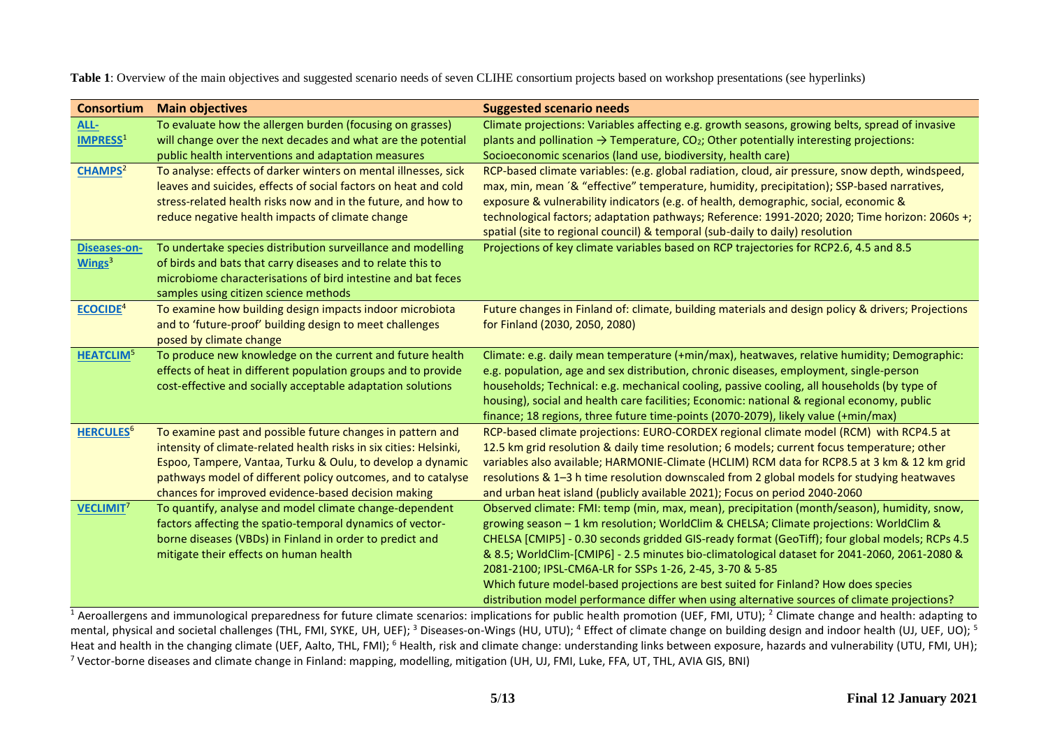**Table 1**: Overview of the main objectives and suggested scenario needs of seven CLIHE consortium projects based on workshop presentations (see hyperlinks)

| Consortium | Main objectives | Suggested scenario needs |
|---|---|---|
| ALL-IMPRESS[1] | To evaluate how the allergen burden (focusing on grasses) will change over the next decades and what are the potential public health interventions and adaptation measures | Climate projections: Variables affecting e.g. growth seasons, growing belts, spread of invasive plants and pollination → Temperature, $CO_2$; Other potentially interesting projections: Socioeconomic scenarios (land use, biodiversity, health care) |
| CHAMPS[2] | To analyse: effects of darker winters on mental illnesses, sick leaves and suicides, effects of social factors on heat and cold stress-related health risks now and in the future, and how to reduce negative health impacts of climate change | RCP-based climate variables: (e.g. global radiation, cloud, air pressure, snow depth, windspeed, max, min, mean ´& "effective" temperature, humidity, precipitation); SSP-based narratives, exposure & vulnerability indicators (e.g. of health, demographic, social, economic & technological factors; adaptation pathways; Reference: 1991-2020; 2020; Time horizon: 2060s +; spatial (site to regional council) & temporal (sub-daily to daily) resolution |
| Diseases-on-Wings[3] | To undertake species distribution surveillance and modelling of birds and bats that carry diseases and to relate this to microbiome characterisations of bird intestine and bat feces samples using citizen science methods | Projections of key climate variables based on RCP trajectories for RCP2.6, 4.5 and 8.5 |
| ECOCIDE[4] | To examine how building design impacts indoor microbiota and to 'future-proof' building design to meet challenges posed by climate change | Future changes in Finland of: climate, building materials and design policy & drivers; Projections for Finland (2030, 2050, 2080) |
| HEATCLIM[5] | To produce new knowledge on the current and future health effects of heat in different population groups and to provide cost-effective and socially acceptable adaptation solutions | Climate: e.g. daily mean temperature (+min/max), heatwaves, relative humidity; Demographic: e.g. population, age and sex distribution, chronic diseases, employment, single-person households; Technical: e.g. mechanical cooling, passive cooling, all households (by type of housing), social and health care facilities; Economic: national & regional economy, public finance; 18 regions, three future time-points (2070-2079), likely value (+min/max) |
| HERCULES[6] | To examine past and possible future changes in pattern and intensity of climate-related health risks in six cities: Helsinki, Espoo, Tampere, Vantaa, Turku & Oulu, to develop a dynamic pathways model of different policy outcomes, and to catalyse chances for improved evidence-based decision making | RCP-based climate projections: EURO-CORDEX regional climate model (RCM) with RCP4.5 at 12.5 km grid resolution & daily time resolution; 6 models; current focus temperature; other variables also available; HARMONIE-Climate (HCLIM) RCM data for RCP8.5 at 3 km & 12 km grid resolutions & 1–3 h time resolution downscaled from 2 global models for studying heatwaves and urban heat island (publicly available 2021); Focus on period 2040-2060 |
| VECLIMIT[7] | To quantify, analyse and model climate change-dependent factors affecting the spatio-temporal dynamics of vector-borne diseases (VBDs) in Finland in order to predict and mitigate their effects on human health | Observed climate: FMI: temp (min, max, mean), precipitation (month/season), humidity, snow, growing season – 1 km resolution; WorldClim & CHELSA; Climate projections: WorldClim & CHELSA [CMIP5] - 0.30 seconds gridded GIS-ready format (GeoTiff); four global models; RCPs 4.5 & 8.5; WorldClim-[CMIP6] - 2.5 minutes bio-climatological dataset for 2041-2060, 2061-2080 & 2081-2100; IPSL-CM6A-LR for SSPs 1-26, 2-45, 3-70 & 5-85<br>Which future model-based projections are best suited for Finland? How does species distribution model performance differ when using alternative sources of climate projections? |

[1] Aeroallergens and immunological preparedness for future climate scenarios: implications for public health promotion (UEF, FMI, UTU); [2] Climate change and health: adapting to mental, physical and societal challenges (THL, FMI, SYKE, UH, UEF); [3] Diseases-on-Wings (HU, UTU); [4] Effect of climate change on building design and indoor health (UJ, UEF, UO); [5] Heat and health in the changing climate (UEF, Aalto, THL, FMI); [6] Health, risk and climate change: understanding links between exposure, hazards and vulnerability (UTU, FMI, UH); [7] Vector-borne diseases and climate change in Finland: mapping, modelling, mitigation (UH, UJ, FMI, Luke, FFA, UT, THL, AVIA GIS, BNI)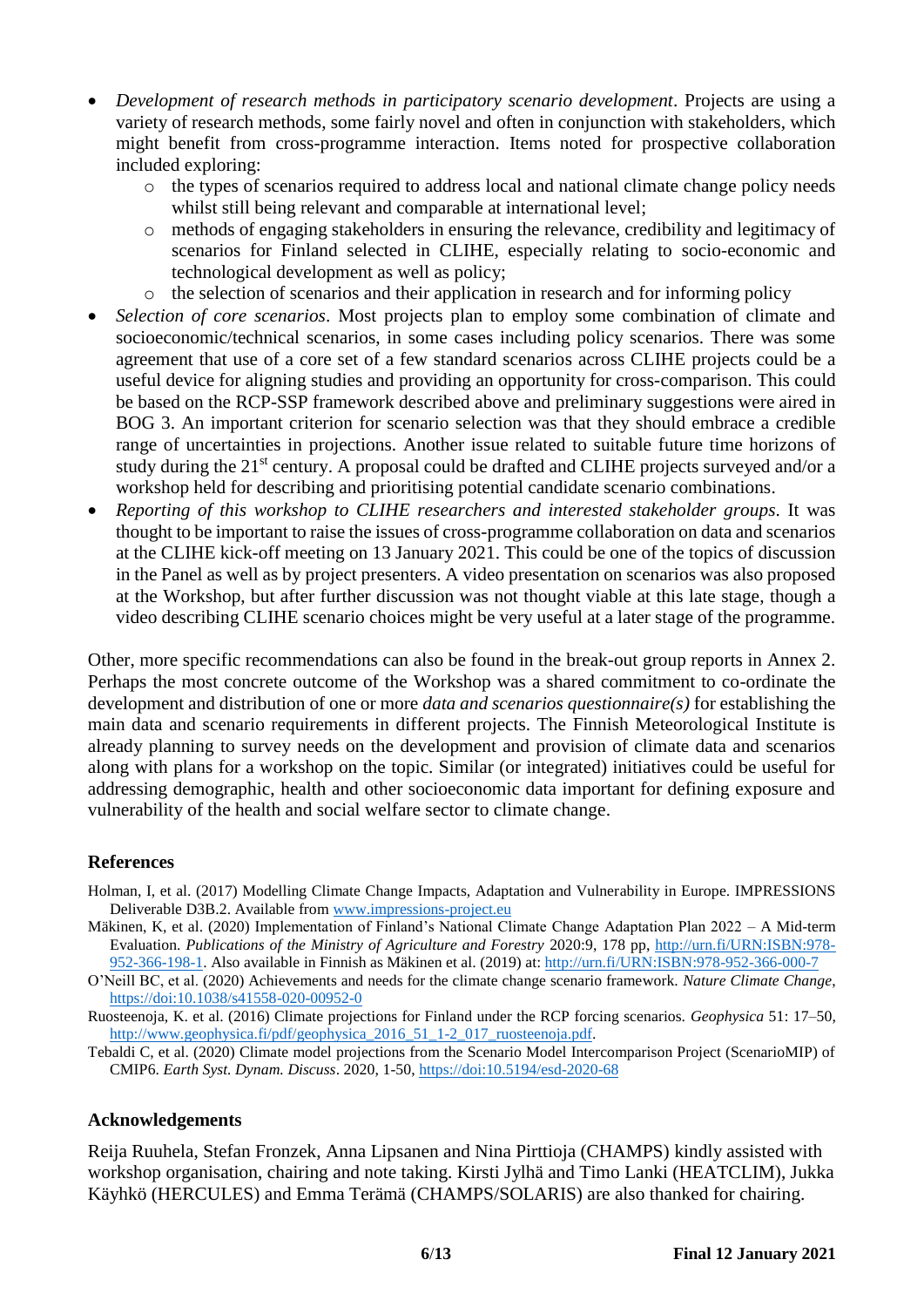- *Development of research methods in participatory scenario development*. Projects are using a variety of research methods, some fairly novel and often in conjunction with stakeholders, which might benefit from cross-programme interaction. Items noted for prospective collaboration included exploring:
    - the types of scenarios required to address local and national climate change policy needs whilst still being relevant and comparable at international level;
    - methods of engaging stakeholders in ensuring the relevance, credibility and legitimacy of scenarios for Finland selected in CLIHE, especially relating to socio-economic and technological development as well as policy;
    - the selection of scenarios and their application in research and for informing policy
- *Selection of core scenarios*. Most projects plan to employ some combination of climate and socioeconomic/technical scenarios, in some cases including policy scenarios. There was some agreement that use of a core set of a few standard scenarios across CLIHE projects could be a useful device for aligning studies and providing an opportunity for cross-comparison. This could be based on the RCP-SSP framework described above and preliminary suggestions were aired in BOG 3. An important criterion for scenario selection was that they should embrace a credible range of uncertainties in projections. Another issue related to suitable future time horizons of study during the 21st century. A proposal could be drafted and CLIHE projects surveyed and/or a workshop held for describing and prioritising potential candidate scenario combinations.
- *Reporting of this workshop to CLIHE researchers and interested stakeholder groups*. It was thought to be important to raise the issues of cross-programme collaboration on data and scenarios at the CLIHE kick-off meeting on 13 January 2021. This could be one of the topics of discussion in the Panel as well as by project presenters. A video presentation on scenarios was also proposed at the Workshop, but after further discussion was not thought viable at this late stage, though a video describing CLIHE scenario choices might be very useful at a later stage of the programme.

Other, more specific recommendations can also be found in the break-out group reports in Annex 2. Perhaps the most concrete outcome of the Workshop was a shared commitment to co-ordinate the development and distribution of one or more *data and scenarios questionnaire(s)* for establishing the main data and scenario requirements in different projects. The Finnish Meteorological Institute is already planning to survey needs on the development and provision of climate data and scenarios along with plans for a workshop on the topic. Similar (or integrated) initiatives could be useful for addressing demographic, health and other socioeconomic data important for defining exposure and vulnerability of the health and social welfare sector to climate change.

## References

Holman, I, et al. (2017) Modelling Climate Change Impacts, Adaptation and Vulnerability in Europe. IMPRESSIONS Deliverable D3B.2. Available from www.impressions-project.eu

Mäkinen, K, et al. (2020) Implementation of Finland's National Climate Change Adaptation Plan 2022 – A Mid-term Evaluation. *Publications of the Ministry of Agriculture and Forestry* 2020:9, 178 pp, http://urn.fi/URN:ISBN:978-952-366-198-1. Also available in Finnish as Mäkinen et al. (2019) at: http://urn.fi/URN:ISBN:978-952-366-000-7

O'Neill BC, et al. (2020) Achievements and needs for the climate change scenario framework. *Nature Climate Change*, https://doi:10.1038/s41558-020-00952-0

Ruosteenoja, K. et al. (2016) Climate projections for Finland under the RCP forcing scenarios. *Geophysica* 51: 17–50, http://www.geophysica.fi/pdf/geophysica_2016_51_1-2_017_ruosteenoja.pdf.

Tebaldi C, et al. (2020) Climate model projections from the Scenario Model Intercomparison Project (ScenarioMIP) of CMIP6. *Earth Syst. Dynam. Discuss*. 2020, 1-50, https://doi:10.5194/esd-2020-68

## Acknowledgements

Reija Ruuhela, Stefan Fronzek, Anna Lipsanen and Nina Pirttioja (CHAMPS) kindly assisted with workshop organisation, chairing and note taking. Kirsti Jylhä and Timo Lanki (HEATCLIM), Jukka Käyhkö (HERCULES) and Emma Terämä (CHAMPS/SOLARIS) are also thanked for chairing.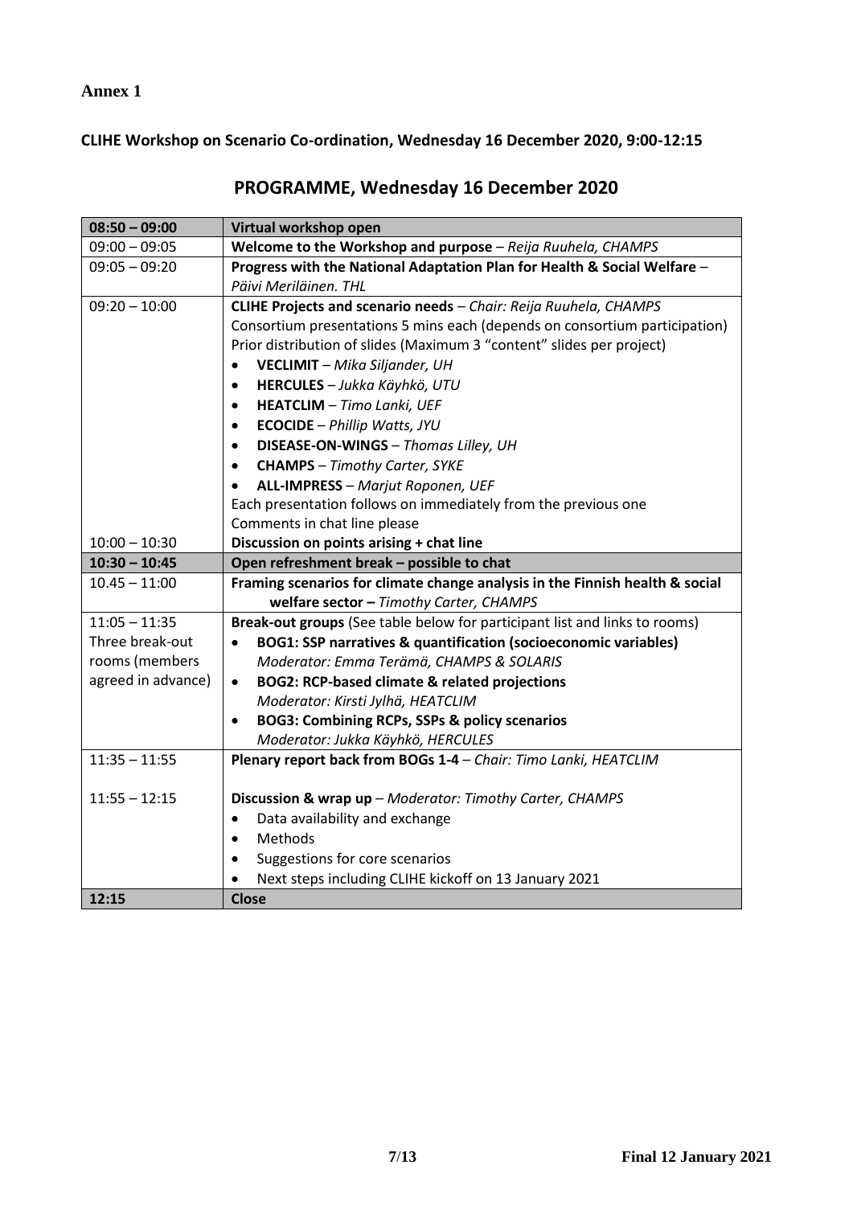**Annex 1**

**CLIHE Workshop on Scenario Co-ordination, Wednesday 16 December 2020, 9:00-12:15**

## PROGRAMME, Wednesday 16 December 2020

| 08:50 – 09:00 | Virtual workshop open |
|---|---|
| 09:00 – 09:05 | **Welcome to the Workshop and purpose** – *Reija Ruuhela, CHAMPS* |
| 09:05 – 09:20 | **Progress with the National Adaptation Plan for Health & Social Welfare** – *Päivi Meriläinen. THL* |
| 09:20 – 10:00 | **CLIHE Projects and scenario needs** – *Chair: Reija Ruuhela, CHAMPS*<br>Consortium presentations 5 mins each (depends on consortium participation)<br>Prior distribution of slides (Maximum 3 "content" slides per project)<br>• **VECLIMIT** – *Mika Siljander, UH*<br>• **HERCULES** – *Jukka Käyhkö, UTU*<br>• **HEATCLIM** – *Timo Lanki, UEF*<br>• **ECOCIDE** – *Phillip Watts, JYU*<br>• **DISEASE-ON-WINGS** – *Thomas Lilley, UH*<br>• **CHAMPS** – *Timothy Carter, SYKE*<br>• **ALL-IMPRESS** – *Marjut Roponen, UEF*<br>Each presentation follows on immediately from the previous one<br>Comments in chat line please |
| 10:00 – 10:30 | **Discussion on points arising + chat line** |
| **10:30 – 10:45** | **Open refreshment break – possible to chat** |
| 10.45 – 11:00 | **Framing scenarios for climate change analysis in the Finnish health & social welfare sector –** *Timothy Carter, CHAMPS* |
| 11:05 – 11:35<br>Three break-out rooms (members agreed in advance) | **Break-out groups** (See table below for participant list and links to rooms)<br>• **BOG1: SSP narratives & quantification (socioeconomic variables)**<br>*Moderator: Emma Terämä, CHAMPS & SOLARIS*<br>• **BOG2: RCP-based climate & related projections**<br>*Moderator: Kirsti Jylhä, HEATCLIM*<br>• **BOG3: Combining RCPs, SSPs & policy scenarios**<br>*Moderator: Jukka Käyhkö, HERCULES* |
| 11:35 – 11:55<br><br>11:55 – 12:15 | **Plenary report back from BOGs 1-4** – *Chair: Timo Lanki, HEATCLIM*<br><br>**Discussion & wrap up** – *Moderator: Timothy Carter, CHAMPS*<br>• Data availability and exchange<br>• Methods<br>• Suggestions for core scenarios<br>• Next steps including CLIHE kickoff on 13 January 2021 |
| **12:15** | **Close** |

Final 12 January 2021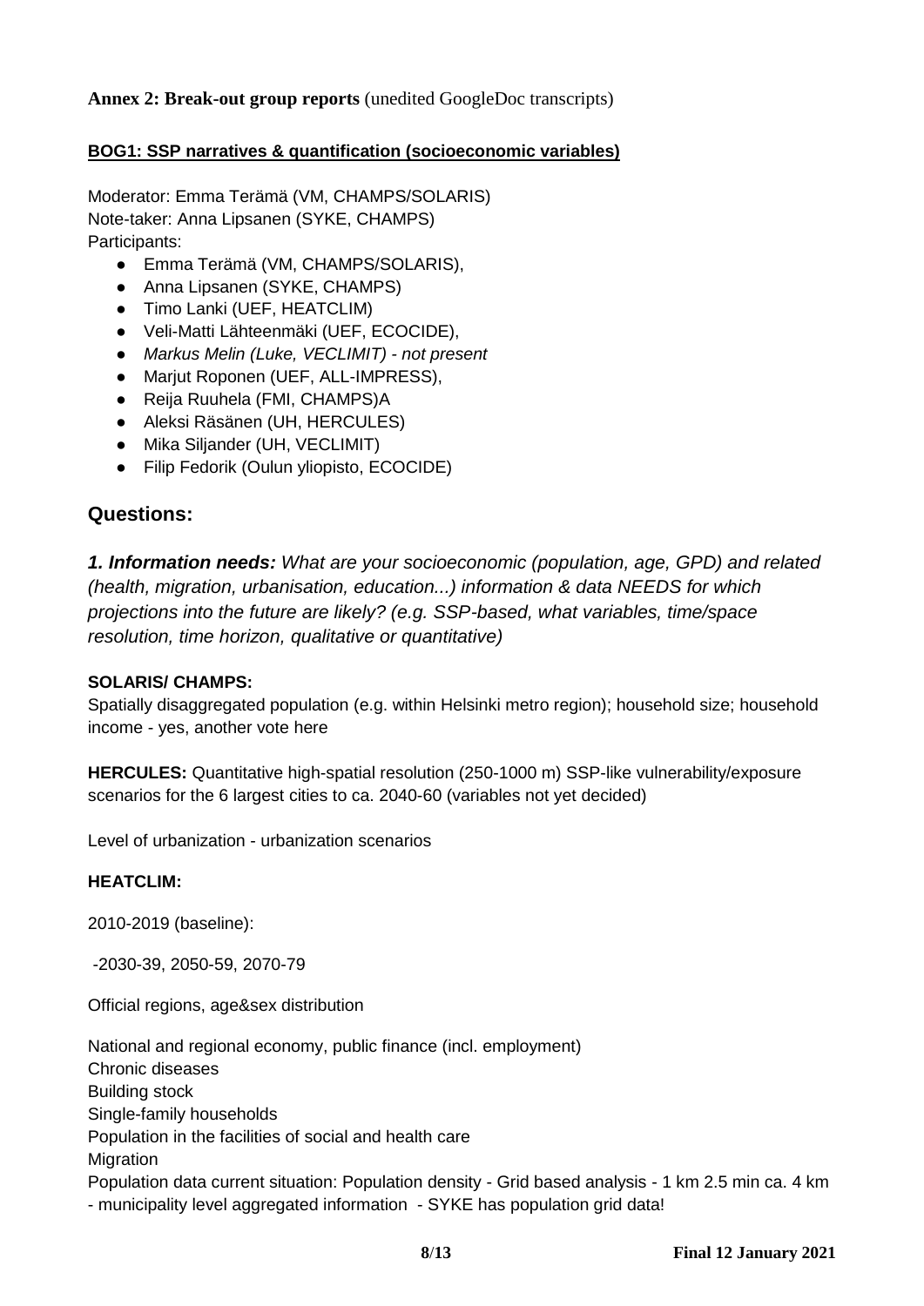**Annex 2: Break-out group reports** (unedited GoogleDoc transcripts)

**BOG1: SSP narratives & quantification (socioeconomic variables)**

Moderator: Emma Terämä (VM, CHAMPS/SOLARIS)
Note-taker: Anna Lipsanen (SYKE, CHAMPS)
Participants:

- Emma Terämä (VM, CHAMPS/SOLARIS),
- Anna Lipsanen (SYKE, CHAMPS)
- Timo Lanki (UEF, HEATCLIM)
- Veli-Matti Lähteenmäki (UEF, ECOCIDE),
- *Markus Melin (Luke, VECLIMIT) - not present*
- Marjut Roponen (UEF, ALL-IMPRESS),
- Reija Ruuhela (FMI, CHAMPS)A
- Aleksi Räsänen (UH, HERCULES)
- Mika Siljander (UH, VECLIMIT)
- Filip Fedorik (Oulun yliopisto, ECOCIDE)

## Questions:

***1. Information needs:*** *What are your socioeconomic (population, age, GPD) and related (health, migration, urbanisation, education...) information & data NEEDS for which projections into the future are likely? (e.g. SSP-based, what variables, time/space resolution, time horizon, qualitative or quantitative)*

**SOLARIS/ CHAMPS:**
Spatially disaggregated population (e.g. within Helsinki metro region); household size; household income - yes, another vote here

**HERCULES:** Quantitative high-spatial resolution (250-1000 m) SSP-like vulnerability/exposure scenarios for the 6 largest cities to ca. 2040-60 (variables not yet decided)

Level of urbanization - urbanization scenarios

**HEATCLIM:**

2010-2019 (baseline):

-2030-39, 2050-59, 2070-79

Official regions, age&sex distribution

National and regional economy, public finance (incl. employment)
Chronic diseases
Building stock
Single-family households
Population in the facilities of social and health care
Migration
Population data current situation: Population density - Grid based analysis - 1 km 2.5 min ca. 4 km - municipality level aggregated information - SYKE has population grid data!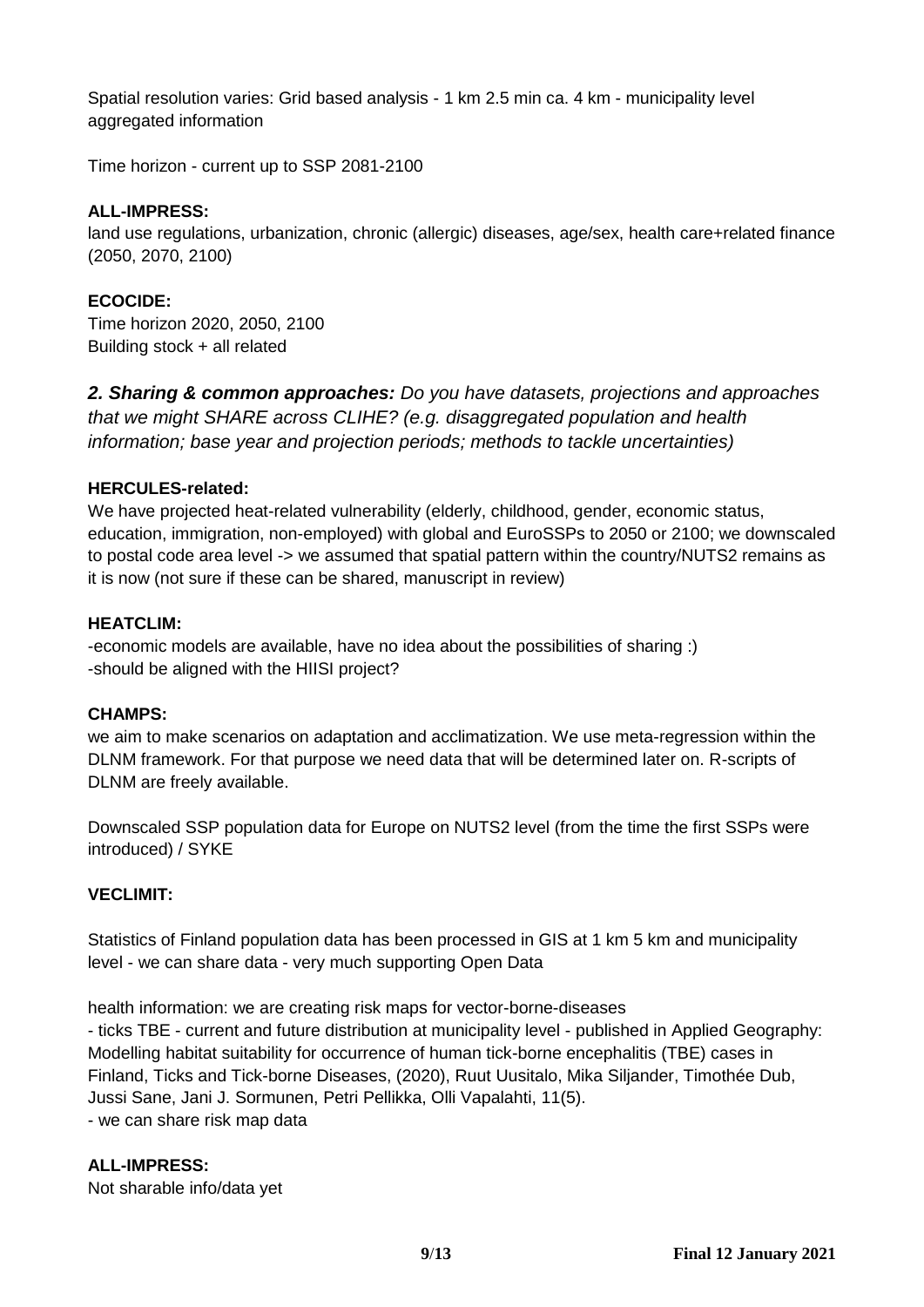Spatial resolution varies: Grid based analysis - 1 km 2.5 min ca. 4 km - municipality level aggregated information

Time horizon - current up to SSP 2081-2100

**ALL-IMPRESS:**
land use regulations, urbanization, chronic (allergic) diseases, age/sex, health care+related finance (2050, 2070, 2100)

**ECOCIDE:**
Time horizon 2020, 2050, 2100
Building stock + all related

***2. Sharing & common approaches:** Do you have datasets, projections and approaches that we might SHARE across CLIHE? (e.g. disaggregated population and health information; base year and projection periods; methods to tackle uncertainties)*

**HERCULES-related:**
We have projected heat-related vulnerability (elderly, childhood, gender, economic status, education, immigration, non-employed) with global and EuroSSPs to 2050 or 2100; we downscaled to postal code area level -> we assumed that spatial pattern within the country/NUTS2 remains as it is now (not sure if these can be shared, manuscript in review)

**HEATCLIM:**
-economic models are available, have no idea about the possibilities of sharing :)
-should be aligned with the HIISI project?

**CHAMPS:**
we aim to make scenarios on adaptation and acclimatization. We use meta-regression within the DLNM framework. For that purpose we need data that will be determined later on. R-scripts of DLNM are freely available.

Downscaled SSP population data for Europe on NUTS2 level (from the time the first SSPs were introduced) / SYKE

**VECLIMIT:**

Statistics of Finland population data has been processed in GIS at 1 km 5 km and municipality level - we can share data - very much supporting Open Data

health information: we are creating risk maps for vector-borne-diseases
- ticks TBE - current and future distribution at municipality level - published in Applied Geography: Modelling habitat suitability for occurrence of human tick-borne encephalitis (TBE) cases in Finland, Ticks and Tick-borne Diseases, (2020), Ruut Uusitalo, Mika Siljander, Timothée Dub, Jussi Sane, Jani J. Sormunen, Petri Pellikka, Olli Vapalahti, 11(5).
- we can share risk map data

**ALL-IMPRESS:**
Not sharable info/data yet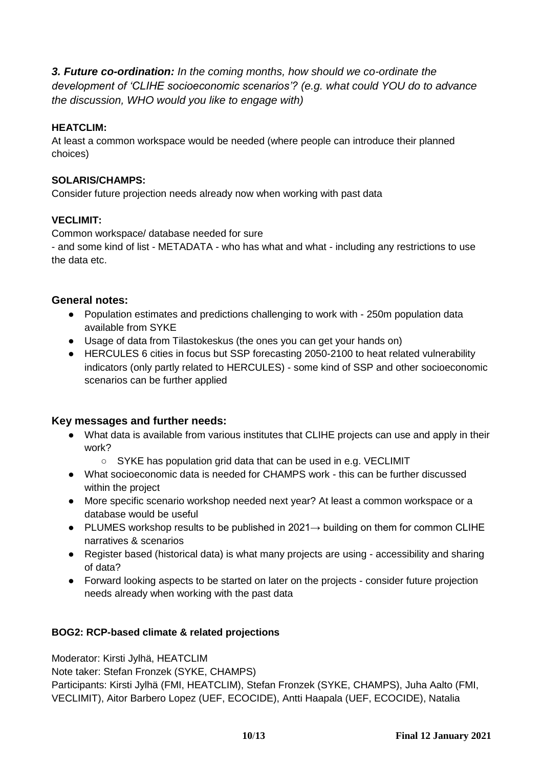***3. Future co-ordination:*** *In the coming months, how should we co-ordinate the development of 'CLIHE socioeconomic scenarios'? (e.g. what could YOU do to advance the discussion, WHO would you like to engage with)*

**HEATCLIM:**

At least a common workspace would be needed (where people can introduce their planned choices)

**SOLARIS/CHAMPS:**

Consider future projection needs already now when working with past data

**VECLIMIT:**

Common workspace/ database needed for sure

- and some kind of list - METADATA - who has what and what - including any restrictions to use the data etc.

### General notes:

- Population estimates and predictions challenging to work with - 250m population data available from SYKE
- Usage of data from Tilastokeskus (the ones you can get your hands on)
- HERCULES 6 cities in focus but SSP forecasting 2050-2100 to heat related vulnerability indicators (only partly related to HERCULES) - some kind of SSP and other socioeconomic scenarios can be further applied

### Key messages and further needs:

- What data is available from various institutes that CLIHE projects can use and apply in their work?
  - SYKE has population grid data that can be used in e.g. VECLIMIT
- What socioeconomic data is needed for CHAMPS work - this can be further discussed within the project
- More specific scenario workshop needed next year? At least a common workspace or a database would be useful
- PLUMES workshop results to be published in 2021→ building on them for common CLIHE narratives & scenarios
- Register based (historical data) is what many projects are using - accessibility and sharing of data?
- Forward looking aspects to be started on later on the projects - consider future projection needs already when working with the past data

**BOG2: RCP-based climate & related projections**

Moderator: Kirsti Jylhä, HEATCLIM

Note taker: Stefan Fronzek (SYKE, CHAMPS)

Participants: Kirsti Jylhä (FMI, HEATCLIM), Stefan Fronzek (SYKE, CHAMPS), Juha Aalto (FMI, VECLIMIT), Aitor Barbero Lopez (UEF, ECOCIDE), Antti Haapala (UEF, ECOCIDE), Natalia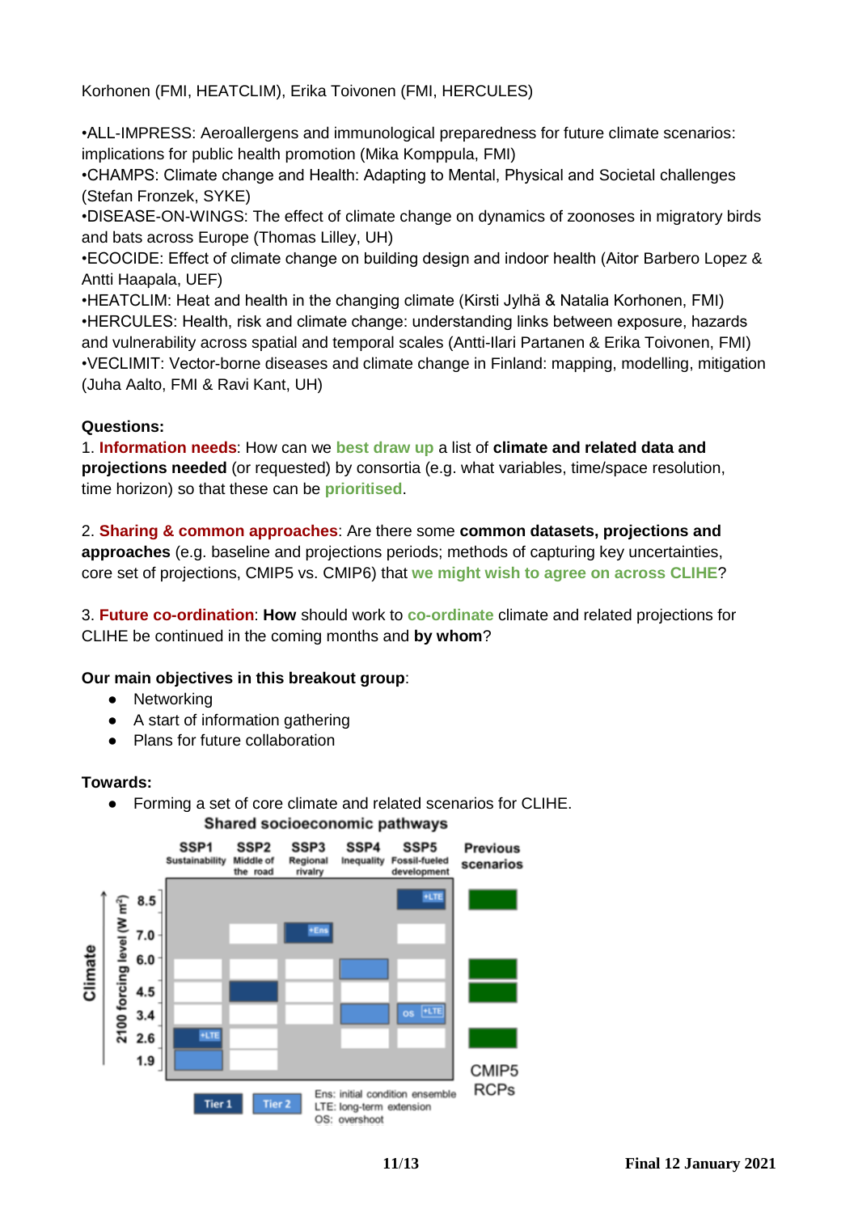Korhonen (FMI, HEATCLIM), Erika Toivonen (FMI, HERCULES)

•ALL-IMPRESS: Aeroallergens and immunological preparedness for future climate scenarios: implications for public health promotion (Mika Komppula, FMI)
•CHAMPS: Climate change and Health: Adapting to Mental, Physical and Societal challenges (Stefan Fronzek, SYKE)
•DISEASE-ON-WINGS: The effect of climate change on dynamics of zoonoses in migratory birds and bats across Europe (Thomas Lilley, UH)
•ECOCIDE: Effect of climate change on building design and indoor health (Aitor Barbero Lopez & Antti Haapala, UEF)
•HEATCLIM: Heat and health in the changing climate (Kirsti Jylhä & Natalia Korhonen, FMI)
•HERCULES: Health, risk and climate change: understanding links between exposure, hazards and vulnerability across spatial and temporal scales (Antti-Ilari Partanen & Erika Toivonen, FMI)
•VECLIMIT: Vector-borne diseases and climate change in Finland: mapping, modelling, mitigation (Juha Aalto, FMI & Ravi Kant, UH)

**Questions:**

1. **Information needs**: How can we **best draw up** a list of **climate and related data and projections needed** (or requested) by consortia (e.g. what variables, time/space resolution, time horizon) so that these can be **prioritised**.

2. **Sharing & common approaches**: Are there some **common datasets, projections and approaches** (e.g. baseline and projections periods; methods of capturing key uncertainties, core set of projections, CMIP5 vs. CMIP6) that **we might wish to agree on across CLIHE**?

3. **Future co-ordination**: **How** should work to **co-ordinate** climate and related projections for CLIHE be continued in the coming months and **by whom**?

**Our main objectives in this breakout group**:

- Networking
- A start of information gathering
- Plans for future collaboration

**Towards:**

- Forming a set of core climate and related scenarios for CLIHE.

Shared socioeconomic pathways

| 2100 forcing level (W m⁻²) | SSP1 Sustainability | SSP2 Middle of the road | SSP3 Regional rivalry | SSP4 Inequality | SSP5 Fossil-fueled development | Previous scenarios (CMIP5 RCPs) |
|---|---|---|---|---|---|---|
| 8.5 | | | | | Tier 1 +LTE | RCP |
| 7.0 | | | Tier 1 +Ens | | | |
| 6.0 | | | | Tier 2 | | RCP |
| 4.5 | | Tier 1 | | | | RCP |
| 3.4 | | | | Tier 2 | Tier 2 OS +LTE | |
| 2.6 | Tier 1 +LTE | | | | | RCP |
| 1.9 | Tier 2 | | | | | |

Ens: initial condition ensemble
LTE: long-term extension
OS: overshoot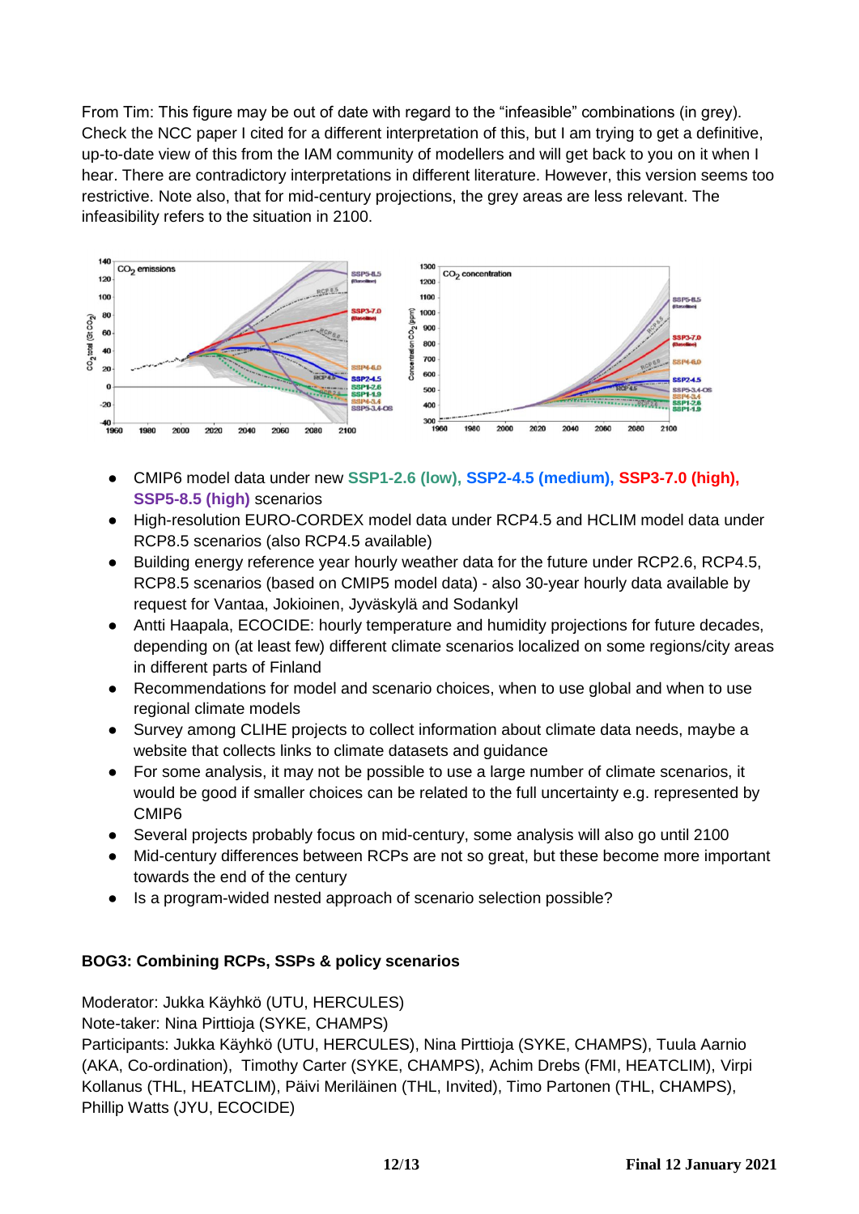From Tim: This figure may be out of date with regard to the "infeasible" combinations (in grey). Check the NCC paper I cited for a different interpretation of this, but I am trying to get a definitive, up-to-date view of this from the IAM community of modellers and will get back to you on it when I hear. There are contradictory interpretations in different literature. However, this version seems too restrictive. Note also, that for mid-century projections, the grey areas are less relevant. The infeasibility refers to the situation in 2100.

- CMIP6 model data under new **SSP1-2.6 (low), SSP2-4.5 (medium), SSP3-7.0 (high), SSP5-8.5 (high)** scenarios
- High-resolution EURO-CORDEX model data under RCP4.5 and HCLIM model data under RCP8.5 scenarios (also RCP4.5 available)
- Building energy reference year hourly weather data for the future under RCP2.6, RCP4.5, RCP8.5 scenarios (based on CMIP5 model data) - also 30-year hourly data available by request for Vantaa, Jokioinen, Jyväskylä and Sodankyl
- Antti Haapala, ECOCIDE: hourly temperature and humidity projections for future decades, depending on (at least few) different climate scenarios localized on some regions/city areas in different parts of Finland
- Recommendations for model and scenario choices, when to use global and when to use regional climate models
- Survey among CLIHE projects to collect information about climate data needs, maybe a website that collects links to climate datasets and guidance
- For some analysis, it may not be possible to use a large number of climate scenarios, it would be good if smaller choices can be related to the full uncertainty e.g. represented by CMIP6
- Several projects probably focus on mid-century, some analysis will also go until 2100
- Mid-century differences between RCPs are not so great, but these become more important towards the end of the century
- Is a program-wided nested approach of scenario selection possible?

**BOG3: Combining RCPs, SSPs & policy scenarios**

Moderator: Jukka Käyhkö (UTU, HERCULES)
Note-taker: Nina Pirttioja (SYKE, CHAMPS)
Participants: Jukka Käyhkö (UTU, HERCULES), Nina Pirttioja (SYKE, CHAMPS), Tuula Aarnio (AKA, Co-ordination), Timothy Carter (SYKE, CHAMPS), Achim Drebs (FMI, HEATCLIM), Virpi Kollanus (THL, HEATCLIM), Päivi Meriläinen (THL, Invited), Timo Partonen (THL, CHAMPS), Phillip Watts (JYU, ECOCIDE)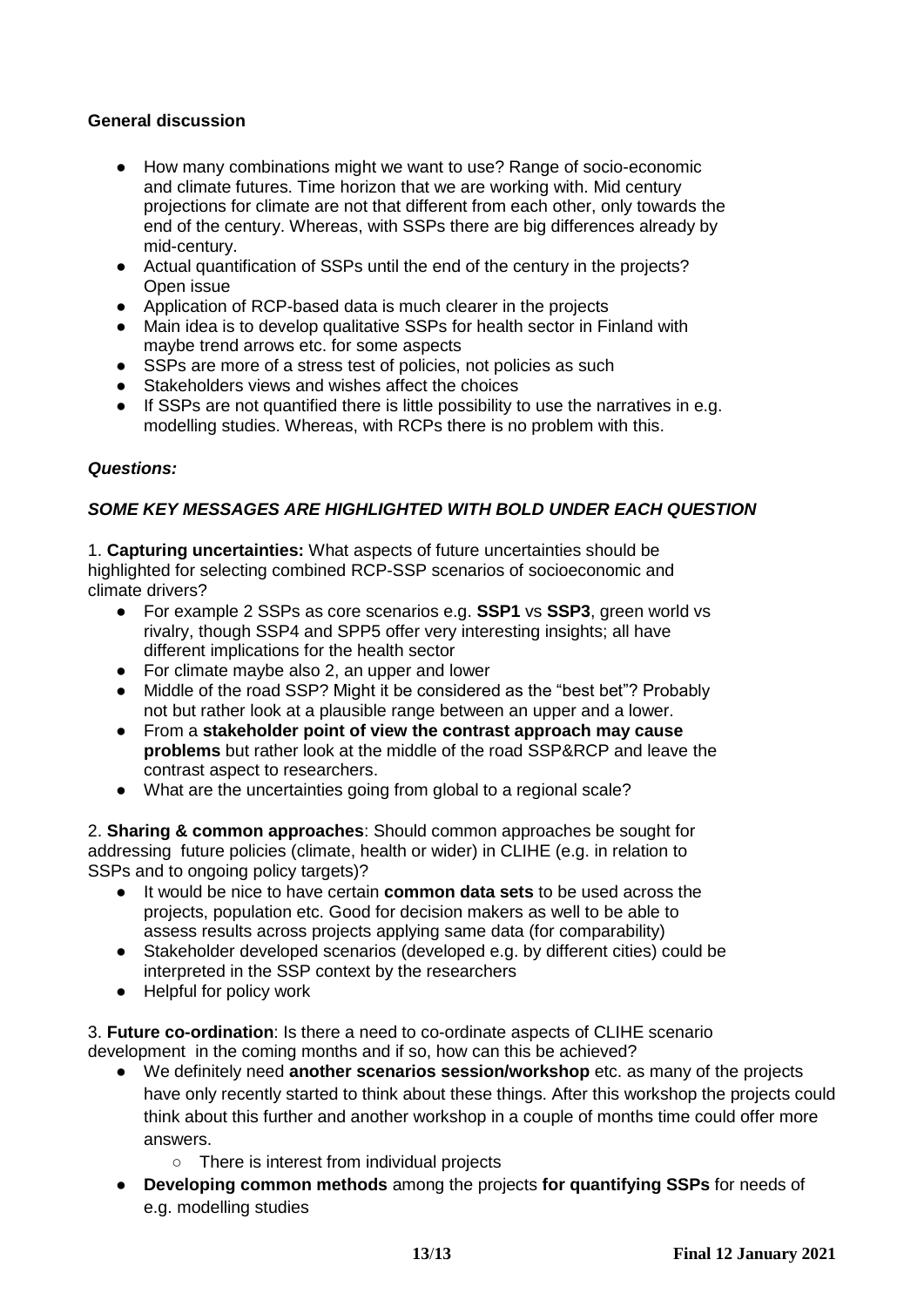**General discussion**

- How many combinations might we want to use? Range of socio-economic and climate futures. Time horizon that we are working with. Mid century projections for climate are not that different from each other, only towards the end of the century. Whereas, with SSPs there are big differences already by mid-century.
- Actual quantification of SSPs until the end of the century in the projects? Open issue
- Application of RCP-based data is much clearer in the projects
- Main idea is to develop qualitative SSPs for health sector in Finland with maybe trend arrows etc. for some aspects
- SSPs are more of a stress test of policies, not policies as such
- Stakeholders views and wishes affect the choices
- If SSPs are not quantified there is little possibility to use the narratives in e.g. modelling studies. Whereas, with RCPs there is no problem with this.

***Questions:***

***SOME KEY MESSAGES ARE HIGHLIGHTED WITH BOLD UNDER EACH QUESTION***

1. **Capturing uncertainties:** What aspects of future uncertainties should be highlighted for selecting combined RCP-SSP scenarios of socioeconomic and climate drivers?
    - For example 2 SSPs as core scenarios e.g. **SSP1** vs **SSP3**, green world vs rivalry, though SSP4 and SPP5 offer very interesting insights; all have different implications for the health sector
    - For climate maybe also 2, an upper and lower
    - Middle of the road SSP? Might it be considered as the "best bet"? Probably not but rather look at a plausible range between an upper and a lower.
    - From a **stakeholder point of view the contrast approach may cause problems** but rather look at the middle of the road SSP&RCP and leave the contrast aspect to researchers.
    - What are the uncertainties going from global to a regional scale?

2. **Sharing & common approaches**: Should common approaches be sought for addressing future policies (climate, health or wider) in CLIHE (e.g. in relation to SSPs and to ongoing policy targets)?
    - It would be nice to have certain **common data sets** to be used across the projects, population etc. Good for decision makers as well to be able to assess results across projects applying same data (for comparability)
    - Stakeholder developed scenarios (developed e.g. by different cities) could be interpreted in the SSP context by the researchers
    - Helpful for policy work

3. **Future co-ordination**: Is there a need to co-ordinate aspects of CLIHE scenario development in the coming months and if so, how can this be achieved?
    - We definitely need **another scenarios session/workshop** etc. as many of the projects have only recently started to think about these things. After this workshop the projects could think about this further and another workshop in a couple of months time could offer more answers.
        - There is interest from individual projects
    - **Developing common methods** among the projects **for quantifying SSPs** for needs of e.g. modelling studies